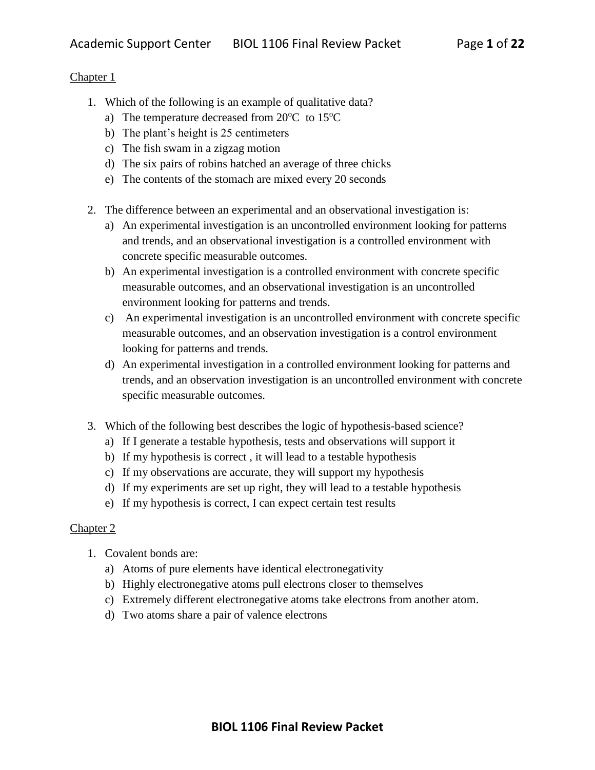## Chapter 1

1. Which of the following is an example of qualitative data?
   a) The temperature decreased from $20^oC$ to $15^oC$
   b) The plant's height is 25 centimeters
   c) The fish swam in a zigzag motion
   d) The six pairs of robins hatched an average of three chicks
   e) The contents of the stomach are mixed every 20 seconds

2. The difference between an experimental and an observational investigation is:
   a) An experimental investigation is an uncontrolled environment looking for patterns and trends, and an observational investigation is a controlled environment with concrete specific measurable outcomes.
   b) An experimental investigation is a controlled environment with concrete specific measurable outcomes, and an observational investigation is an uncontrolled environment looking for patterns and trends.
   c) An experimental investigation is an uncontrolled environment with concrete specific measurable outcomes, and an observation investigation is a control environment looking for patterns and trends.
   d) An experimental investigation in a controlled environment looking for patterns and trends, and an observation investigation is an uncontrolled environment with concrete specific measurable outcomes.

3. Which of the following best describes the logic of hypothesis-based science?
   a) If I generate a testable hypothesis, tests and observations will support it
   b) If my hypothesis is correct , it will lead to a testable hypothesis
   c) If my observations are accurate, they will support my hypothesis
   d) If my experiments are set up right, they will lead to a testable hypothesis
   e) If my hypothesis is correct, I can expect certain test results

## Chapter 2

1. Covalent bonds are:
   a) Atoms of pure elements have identical electronegativity
   b) Highly electronegative atoms pull electrons closer to themselves
   c) Extremely different electronegative atoms take electrons from another atom.
   d) Two atoms share a pair of valence electrons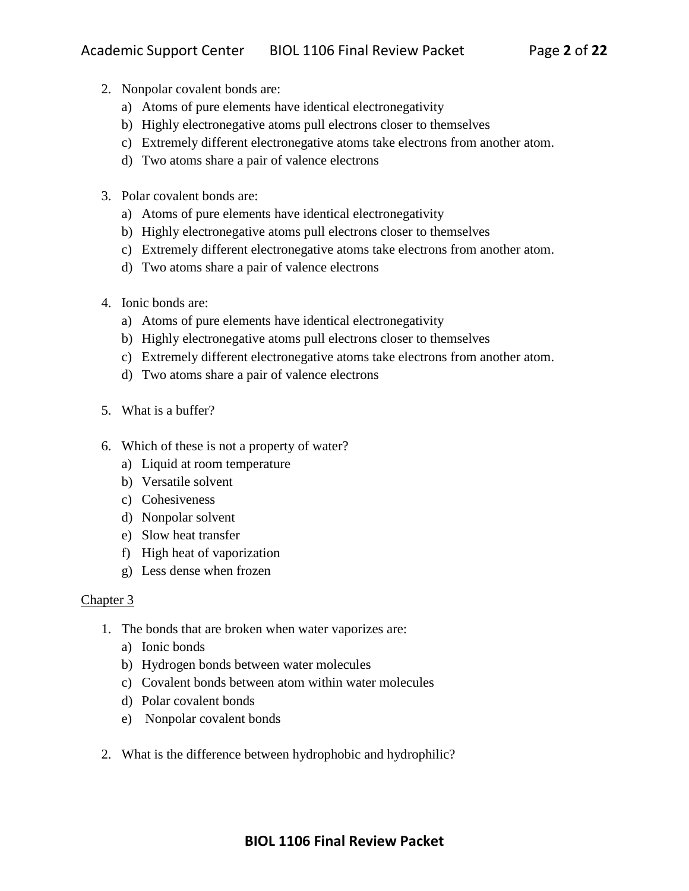2. Nonpolar covalent bonds are:
   a) Atoms of pure elements have identical electronegativity
   b) Highly electronegative atoms pull electrons closer to themselves
   c) Extremely different electronegative atoms take electrons from another atom.
   d) Two atoms share a pair of valence electrons

3. Polar covalent bonds are:
   a) Atoms of pure elements have identical electronegativity
   b) Highly electronegative atoms pull electrons closer to themselves
   c) Extremely different electronegative atoms take electrons from another atom.
   d) Two atoms share a pair of valence electrons

4. Ionic bonds are:
   a) Atoms of pure elements have identical electronegativity
   b) Highly electronegative atoms pull electrons closer to themselves
   c) Extremely different electronegative atoms take electrons from another atom.
   d) Two atoms share a pair of valence electrons

5. What is a buffer?

6. Which of these is not a property of water?
   a) Liquid at room temperature
   b) Versatile solvent
   c) Cohesiveness
   d) Nonpolar solvent
   e) Slow heat transfer
   f) High heat of vaporization
   g) Less dense when frozen

<u>Chapter 3</u>

1. The bonds that are broken when water vaporizes are:
   a) Ionic bonds
   b) Hydrogen bonds between water molecules
   c) Covalent bonds between atom within water molecules
   d) Polar covalent bonds
   e) Nonpolar covalent bonds

2. What is the difference between hydrophobic and hydrophilic?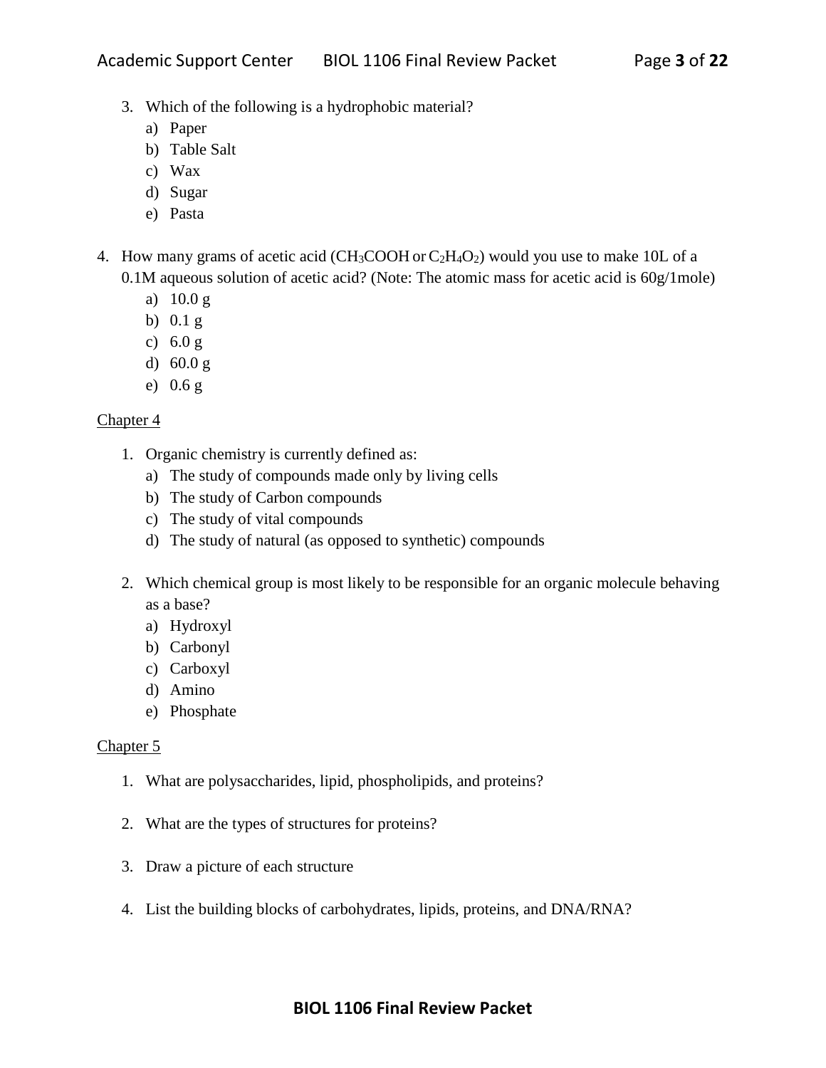3. Which of the following is a hydrophobic material?
   a) Paper
   b) Table Salt
   c) Wax
   d) Sugar
   e) Pasta

4. How many grams of acetic acid ($CH_3COOH$ or $C_2H_4O_2$) would you use to make 10L of a 0.1M aqueous solution of acetic acid? (Note: The atomic mass for acetic acid is 60g/1mole)
   a) 10.0 g
   b) 0.1 g
   c) 6.0 g
   d) 60.0 g
   e) 0.6 g

Chapter 4

1. Organic chemistry is currently defined as:
   a) The study of compounds made only by living cells
   b) The study of Carbon compounds
   c) The study of vital compounds
   d) The study of natural (as opposed to synthetic) compounds

2. Which chemical group is most likely to be responsible for an organic molecule behaving as a base?
   a) Hydroxyl
   b) Carbonyl
   c) Carboxyl
   d) Amino
   e) Phosphate

Chapter 5

1. What are polysaccharides, lipid, phospholipids, and proteins?

2. What are the types of structures for proteins?

3. Draw a picture of each structure

4. List the building blocks of carbohydrates, lipids, proteins, and DNA/RNA?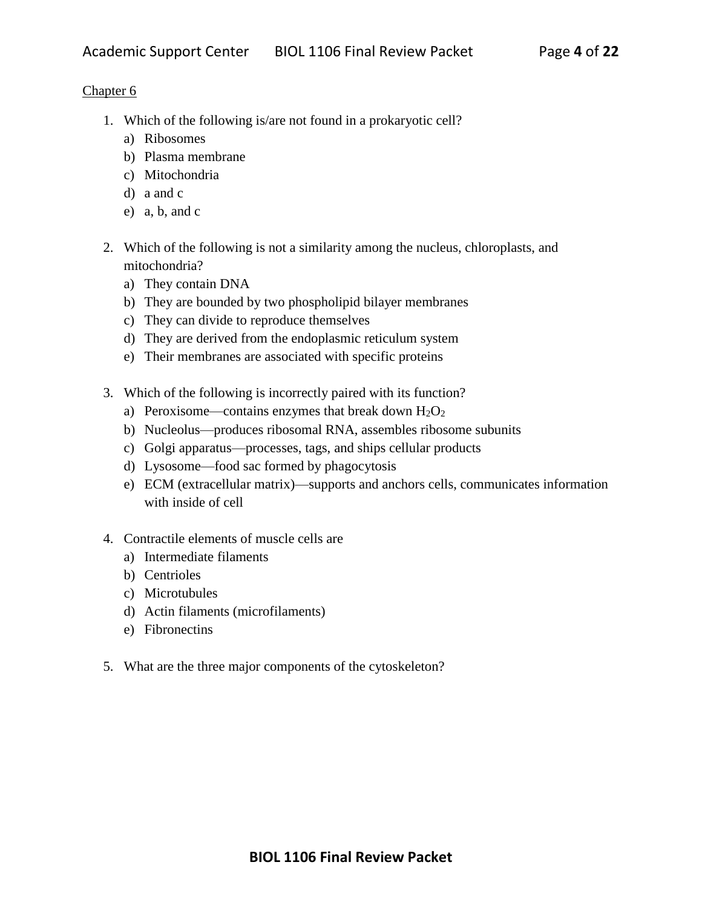Chapter 6

1. Which of the following is/are not found in a prokaryotic cell?
   a) Ribosomes
   b) Plasma membrane
   c) Mitochondria
   d) a and c
   e) a, b, and c

2. Which of the following is not a similarity among the nucleus, chloroplasts, and mitochondria?
   a) They contain DNA
   b) They are bounded by two phospholipid bilayer membranes
   c) They can divide to reproduce themselves
   d) They are derived from the endoplasmic reticulum system
   e) Their membranes are associated with specific proteins

3. Which of the following is incorrectly paired with its function?
   a) Peroxisome—contains enzymes that break down $H_2O_2$
   b) Nucleolus—produces ribosomal RNA, assembles ribosome subunits
   c) Golgi apparatus—processes, tags, and ships cellular products
   d) Lysosome—food sac formed by phagocytosis
   e) ECM (extracellular matrix)—supports and anchors cells, communicates information with inside of cell

4. Contractile elements of muscle cells are
   a) Intermediate filaments
   b) Centrioles
   c) Microtubules
   d) Actin filaments (microfilaments)
   e) Fibronectins

5. What are the three major components of the cytoskeleton?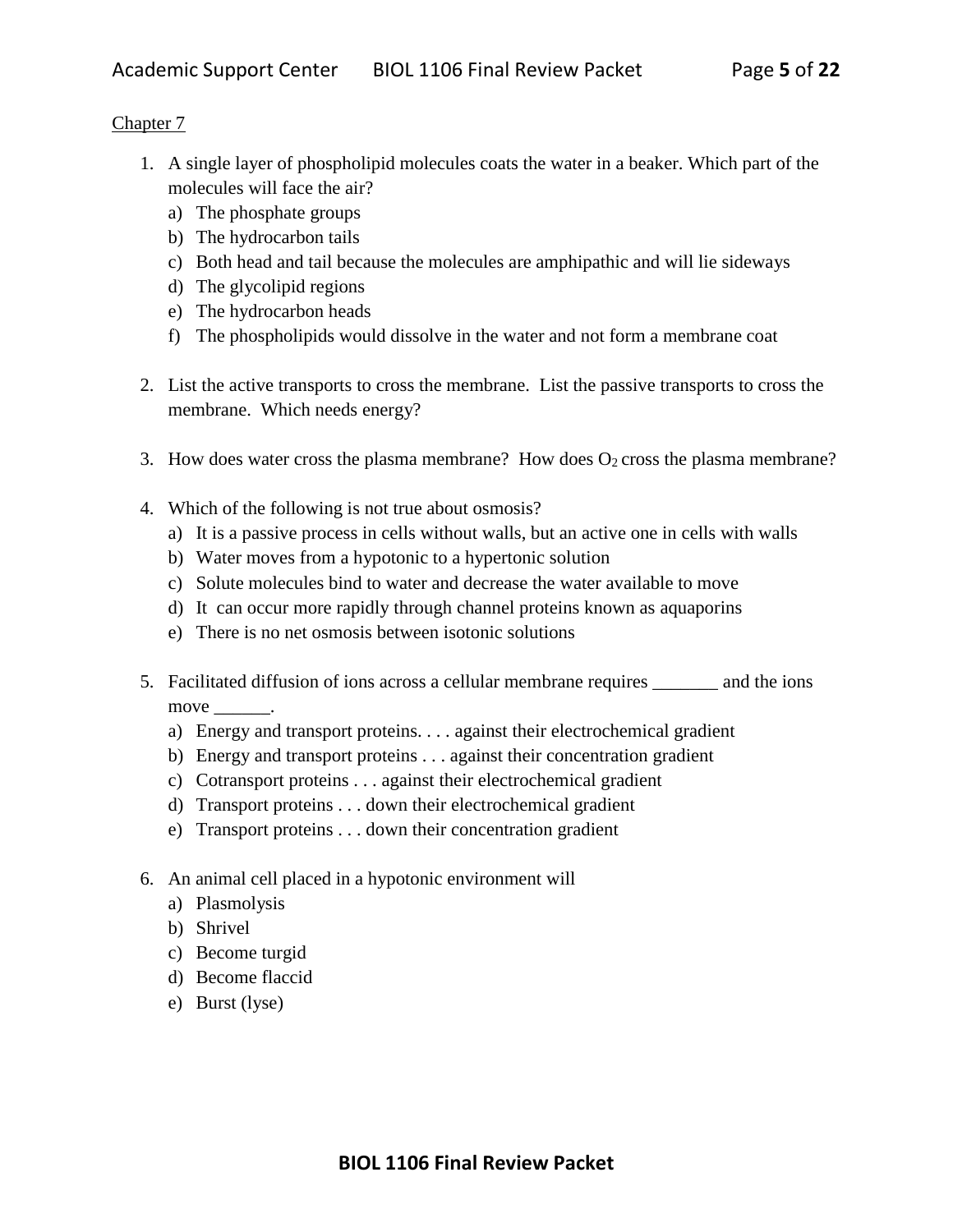Chapter 7

1. A single layer of phospholipid molecules coats the water in a beaker. Which part of the molecules will face the air?
   a) The phosphate groups
   b) The hydrocarbon tails
   c) Both head and tail because the molecules are amphipathic and will lie sideways
   d) The glycolipid regions
   e) The hydrocarbon heads
   f) The phospholipids would dissolve in the water and not form a membrane coat

2. List the active transports to cross the membrane. List the passive transports to cross the membrane. Which needs energy?

3. How does water cross the plasma membrane? How does $O_2$ cross the plasma membrane?

4. Which of the following is not true about osmosis?
   a) It is a passive process in cells without walls, but an active one in cells with walls
   b) Water moves from a hypotonic to a hypertonic solution
   c) Solute molecules bind to water and decrease the water available to move
   d) It can occur more rapidly through channel proteins known as aquaporins
   e) There is no net osmosis between isotonic solutions

5. Facilitated diffusion of ions across a cellular membrane requires _______ and the ions move ______.
   a) Energy and transport proteins. . . . against their electrochemical gradient
   b) Energy and transport proteins . . . against their concentration gradient
   c) Cotransport proteins . . . against their electrochemical gradient
   d) Transport proteins . . . down their electrochemical gradient
   e) Transport proteins . . . down their concentration gradient

6. An animal cell placed in a hypotonic environment will
   a) Plasmolysis
   b) Shrivel
   c) Become turgid
   d) Become flaccid
   e) Burst (lyse)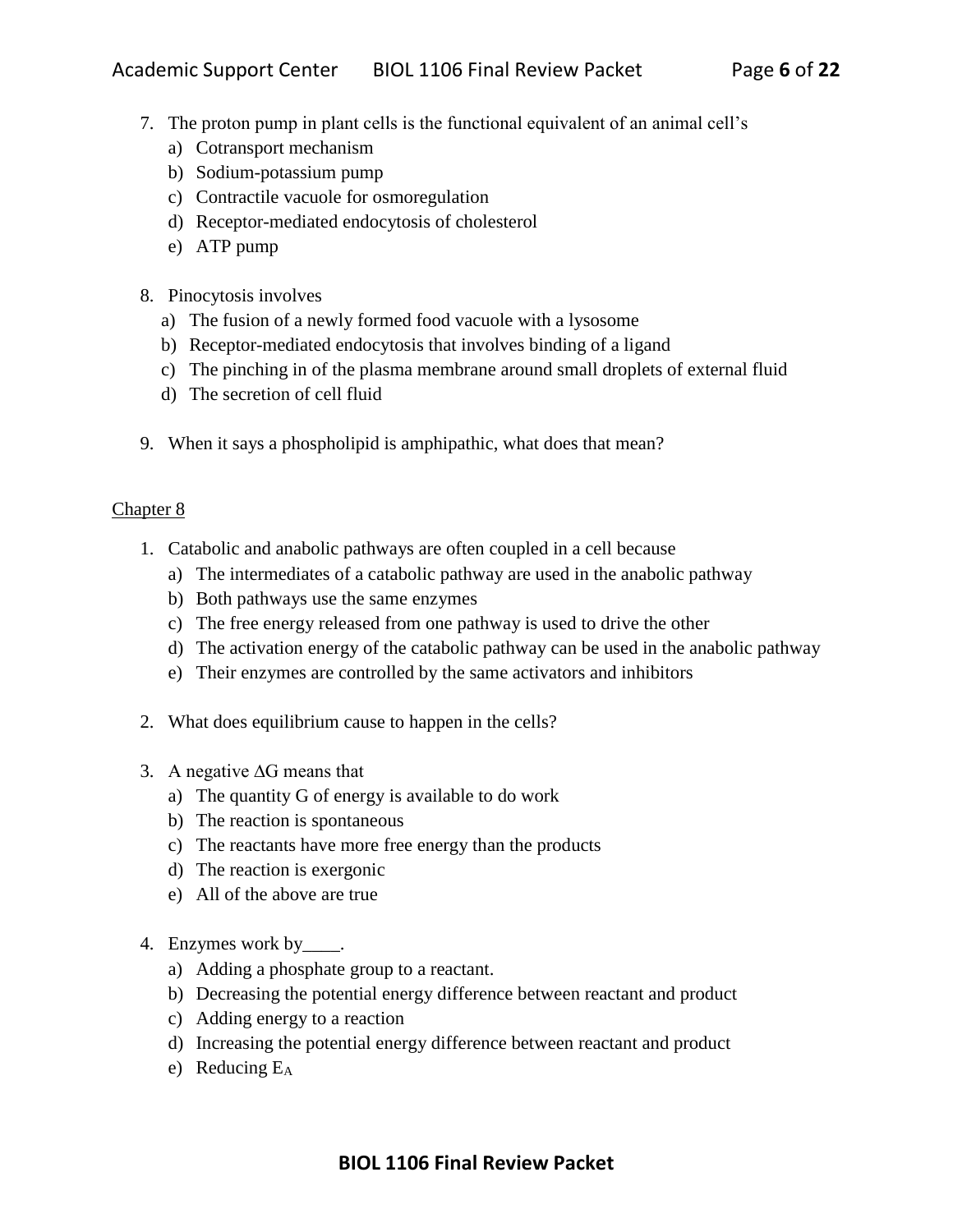7. The proton pump in plant cells is the functional equivalent of an animal cell's
   a) Cotransport mechanism
   b) Sodium-potassium pump
   c) Contractile vacuole for osmoregulation
   d) Receptor-mediated endocytosis of cholesterol
   e) ATP pump

8. Pinocytosis involves
   a) The fusion of a newly formed food vacuole with a lysosome
   b) Receptor-mediated endocytosis that involves binding of a ligand
   c) The pinching in of the plasma membrane around small droplets of external fluid
   d) The secretion of cell fluid

9. When it says a phospholipid is amphipathic, what does that mean?

<u>Chapter 8</u>

1. Catabolic and anabolic pathways are often coupled in a cell because
   a) The intermediates of a catabolic pathway are used in the anabolic pathway
   b) Both pathways use the same enzymes
   c) The free energy released from one pathway is used to drive the other
   d) The activation energy of the catabolic pathway can be used in the anabolic pathway
   e) Their enzymes are controlled by the same activators and inhibitors

2. What does equilibrium cause to happen in the cells?

3. A negative $\Delta G$ means that
   a) The quantity G of energy is available to do work
   b) The reaction is spontaneous
   c) The reactants have more free energy than the products
   d) The reaction is exergonic
   e) All of the above are true

4. Enzymes work by\_\_\_\_.
   a) Adding a phosphate group to a reactant.
   b) Decreasing the potential energy difference between reactant and product
   c) Adding energy to a reaction
   d) Increasing the potential energy difference between reactant and product
   e) Reducing $E_A$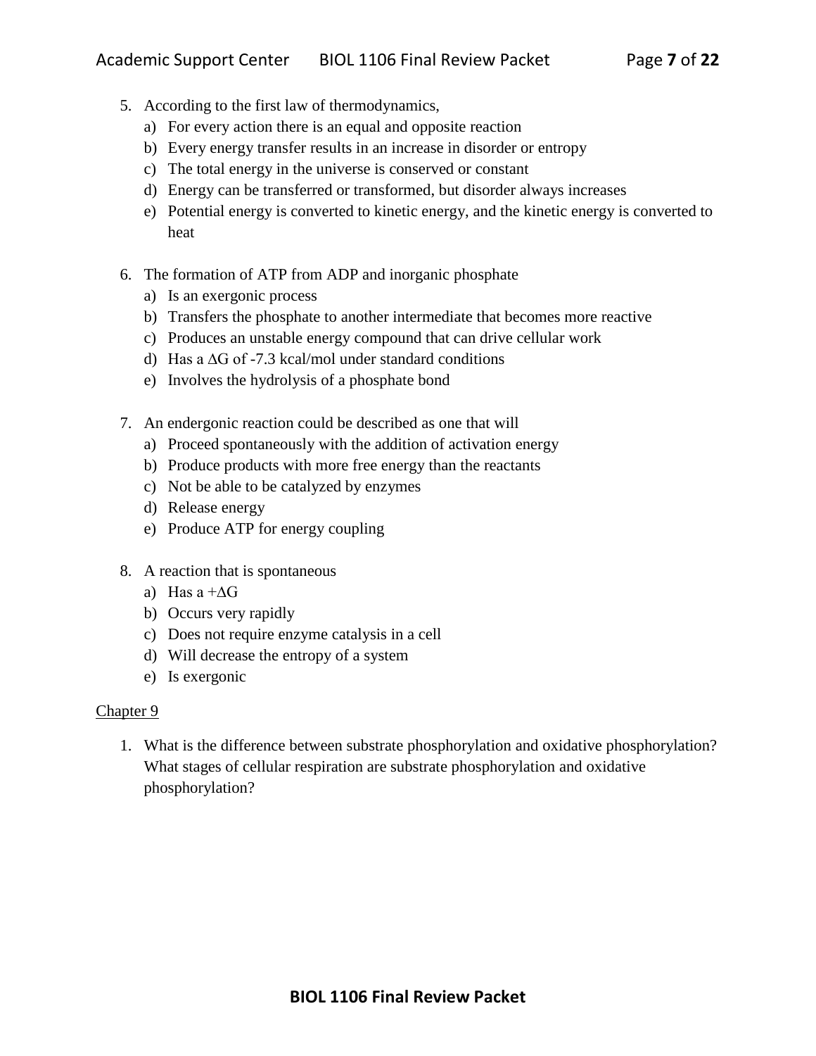5. According to the first law of thermodynamics,
   a) For every action there is an equal and opposite reaction
   b) Every energy transfer results in an increase in disorder or entropy
   c) The total energy in the universe is conserved or constant
   d) Energy can be transferred or transformed, but disorder always increases
   e) Potential energy is converted to kinetic energy, and the kinetic energy is converted to heat

6. The formation of ATP from ADP and inorganic phosphate
   a) Is an exergonic process
   b) Transfers the phosphate to another intermediate that becomes more reactive
   c) Produces an unstable energy compound that can drive cellular work
   d) Has a $\Delta G$ of -7.3 kcal/mol under standard conditions
   e) Involves the hydrolysis of a phosphate bond

7. An endergonic reaction could be described as one that will
   a) Proceed spontaneously with the addition of activation energy
   b) Produce products with more free energy than the reactants
   c) Not be able to be catalyzed by enzymes
   d) Release energy
   e) Produce ATP for energy coupling

8. A reaction that is spontaneous
   a) Has a $+\Delta G$
   b) Occurs very rapidly
   c) Does not require enzyme catalysis in a cell
   d) Will decrease the entropy of a system
   e) Is exergonic

Chapter 9

1. What is the difference between substrate phosphorylation and oxidative phosphorylation? What stages of cellular respiration are substrate phosphorylation and oxidative phosphorylation?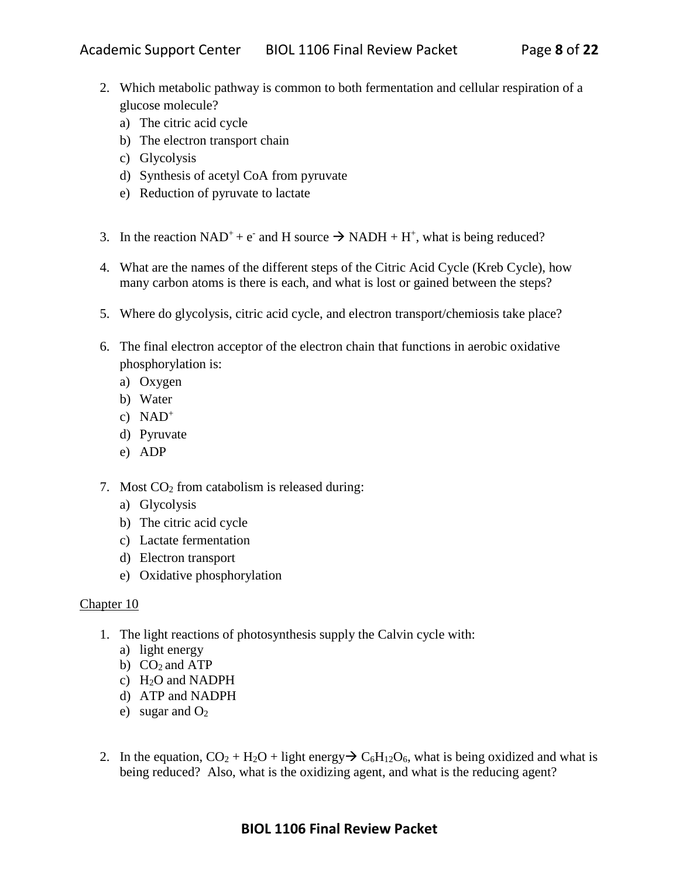2. Which metabolic pathway is common to both fermentation and cellular respiration of a glucose molecule?
   a) The citric acid cycle
   b) The electron transport chain
   c) Glycolysis
   d) Synthesis of acetyl CoA from pyruvate
   e) Reduction of pyruvate to lactate

3. In the reaction $NAD^+ + e^-$ and H source → $NADH + H^+$, what is being reduced?

4. What are the names of the different steps of the Citric Acid Cycle (Kreb Cycle), how many carbon atoms is there is each, and what is lost or gained between the steps?

5. Where do glycolysis, citric acid cycle, and electron transport/chemiosis take place?

6. The final electron acceptor of the electron chain that functions in aerobic oxidative phosphorylation is:
   a) Oxygen
   b) Water
   c) $NAD^+$
   d) Pyruvate
   e) ADP

7. Most $CO_2$ from catabolism is released during:
   a) Glycolysis
   b) The citric acid cycle
   c) Lactate fermentation
   d) Electron transport
   e) Oxidative phosphorylation

<u>Chapter 10</u>

1. The light reactions of photosynthesis supply the Calvin cycle with:
   a) light energy
   b) $CO_2$ and ATP
   c) $H_2O$ and NADPH
   d) ATP and NADPH
   e) sugar and $O_2$

2. In the equation, $CO_2 + H_2O$ + light energy → $C_6H_{12}O_6$, what is being oxidized and what is being reduced? Also, what is the oxidizing agent, and what is the reducing agent?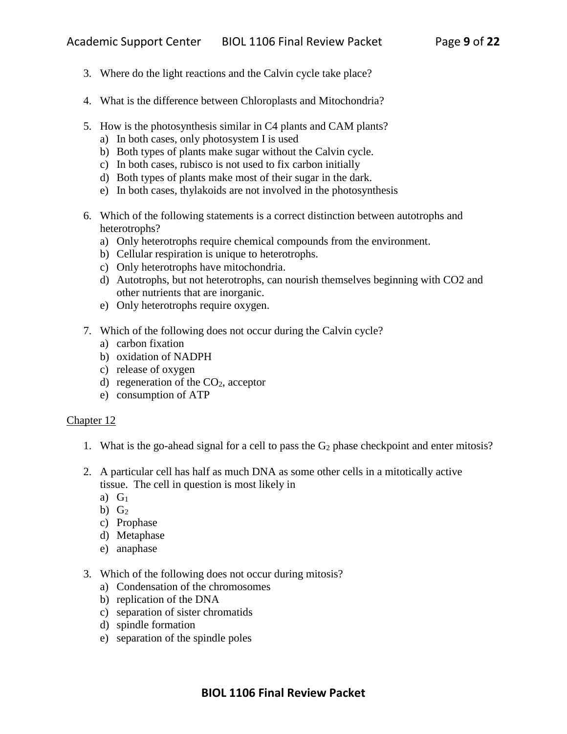3. Where do the light reactions and the Calvin cycle take place?

4. What is the difference between Chloroplasts and Mitochondria?

5. How is the photosynthesis similar in C4 plants and CAM plants?
   a) In both cases, only photosystem I is used
   b) Both types of plants make sugar without the Calvin cycle.
   c) In both cases, rubisco is not used to fix carbon initially
   d) Both types of plants make most of their sugar in the dark.
   e) In both cases, thylakoids are not involved in the photosynthesis

6. Which of the following statements is a correct distinction between autotrophs and heterotrophs?
   a) Only heterotrophs require chemical compounds from the environment.
   b) Cellular respiration is unique to heterotrophs.
   c) Only heterotrophs have mitochondria.
   d) Autotrophs, but not heterotrophs, can nourish themselves beginning with CO2 and other nutrients that are inorganic.
   e) Only heterotrophs require oxygen.

7. Which of the following does not occur during the Calvin cycle?
   a) carbon fixation
   b) oxidation of NADPH
   c) release of oxygen
   d) regeneration of the $CO_2$, acceptor
   e) consumption of ATP

<u>Chapter 12</u>

1. What is the go-ahead signal for a cell to pass the $G_2$ phase checkpoint and enter mitosis?

2. A particular cell has half as much DNA as some other cells in a mitotically active tissue. The cell in question is most likely in
   a) $G_1$
   b) $G_2$
   c) Prophase
   d) Metaphase
   e) anaphase

3. Which of the following does not occur during mitosis?
   a) Condensation of the chromosomes
   b) replication of the DNA
   c) separation of sister chromatids
   d) spindle formation
   e) separation of the spindle poles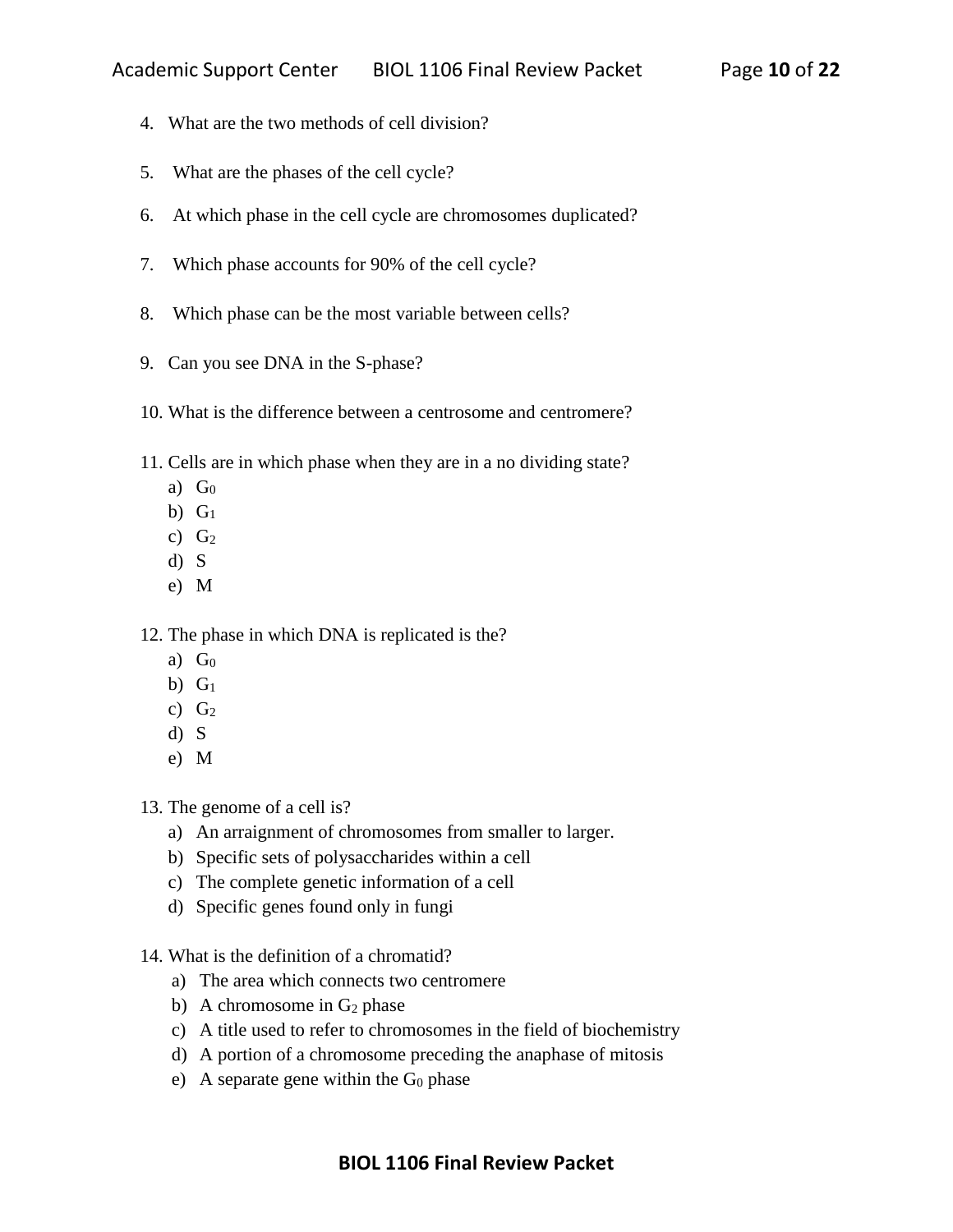4. What are the two methods of cell division?

5. What are the phases of the cell cycle?

6. At which phase in the cell cycle are chromosomes duplicated?

7. Which phase accounts for 90% of the cell cycle?

8. Which phase can be the most variable between cells?

9. Can you see DNA in the S-phase?

10. What is the difference between a centrosome and centromere?

11. Cells are in which phase when they are in a no dividing state?
    a) $G_0$
    b) $G_1$
    c) $G_2$
    d) S
    e) M

12. The phase in which DNA is replicated is the?
    a) $G_0$
    b) $G_1$
    c) $G_2$
    d) S
    e) M

13. The genome of a cell is?
    a) An arraignment of chromosomes from smaller to larger.
    b) Specific sets of polysaccharides within a cell
    c) The complete genetic information of a cell
    d) Specific genes found only in fungi

14. What is the definition of a chromatid?
    a) The area which connects two centromere
    b) A chromosome in $G_2$ phase
    c) A title used to refer to chromosomes in the field of biochemistry
    d) A portion of a chromosome preceding the anaphase of mitosis
    e) A separate gene within the $G_0$ phase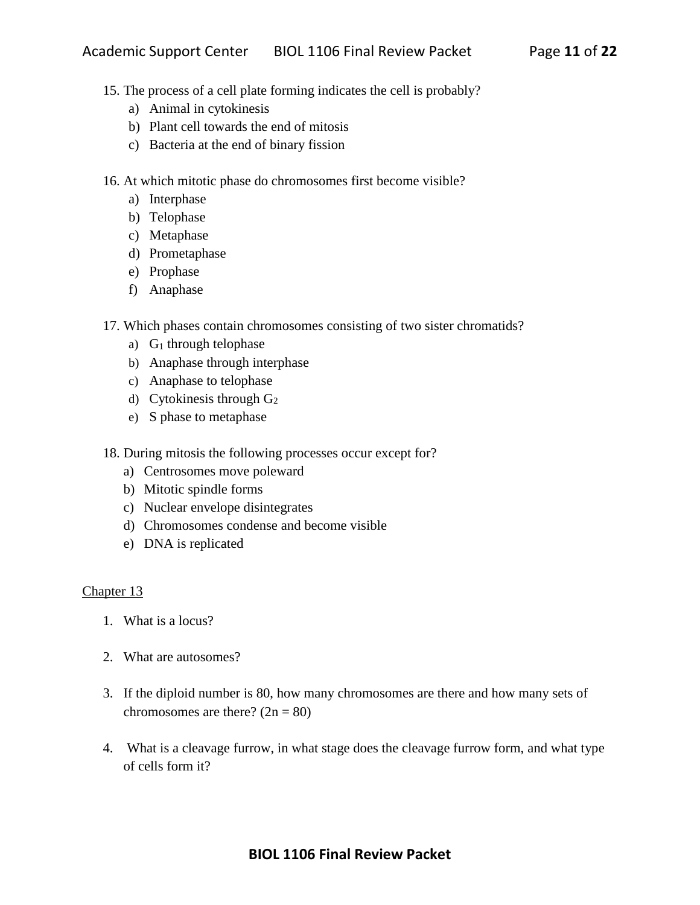15. The process of a cell plate forming indicates the cell is probably?
    a) Animal in cytokinesis
    b) Plant cell towards the end of mitosis
    c) Bacteria at the end of binary fission

16. At which mitotic phase do chromosomes first become visible?
    a) Interphase
    b) Telophase
    c) Metaphase
    d) Prometaphase
    e) Prophase
    f) Anaphase

17. Which phases contain chromosomes consisting of two sister chromatids?
    a) $G_1$ through telophase
    b) Anaphase through interphase
    c) Anaphase to telophase
    d) Cytokinesis through $G_2$
    e) S phase to metaphase

18. During mitosis the following processes occur except for?
    a) Centrosomes move poleward
    b) Mitotic spindle forms
    c) Nuclear envelope disintegrates
    d) Chromosomes condense and become visible
    e) DNA is replicated

<u>Chapter 13</u>

1. What is a locus?

2. What are autosomes?

3. If the diploid number is 80, how many chromosomes are there and how many sets of chromosomes are there? ($2n = 80$)

4. What is a cleavage furrow, in what stage does the cleavage furrow form, and what type of cells form it?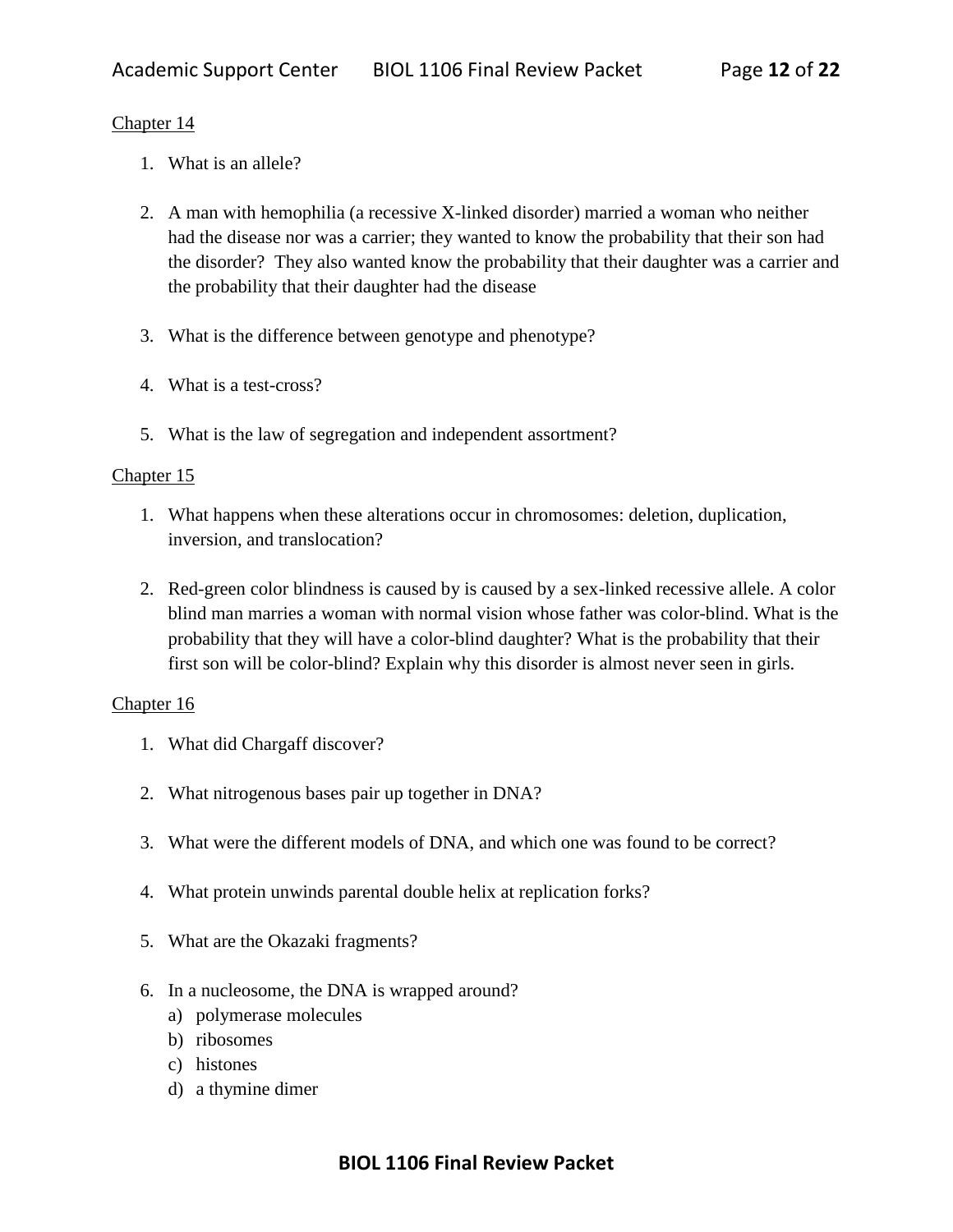## Chapter 14

1. What is an allele?

2. A man with hemophilia (a recessive X-linked disorder) married a woman who neither had the disease nor was a carrier; they wanted to know the probability that their son had the disorder? They also wanted know the probability that their daughter was a carrier and the probability that their daughter had the disease

3. What is the difference between genotype and phenotype?

4. What is a test-cross?

5. What is the law of segregation and independent assortment?

## Chapter 15

1. What happens when these alterations occur in chromosomes: deletion, duplication, inversion, and translocation?

2. Red-green color blindness is caused by is caused by a sex-linked recessive allele. A color blind man marries a woman with normal vision whose father was color-blind. What is the probability that they will have a color-blind daughter? What is the probability that their first son will be color-blind? Explain why this disorder is almost never seen in girls.

## Chapter 16

1. What did Chargaff discover?

2. What nitrogenous bases pair up together in DNA?

3. What were the different models of DNA, and which one was found to be correct?

4. What protein unwinds parental double helix at replication forks?

5. What are the Okazaki fragments?

6. In a nucleosome, the DNA is wrapped around?
   a) polymerase molecules
   b) ribosomes
   c) histones
   d) a thymine dimer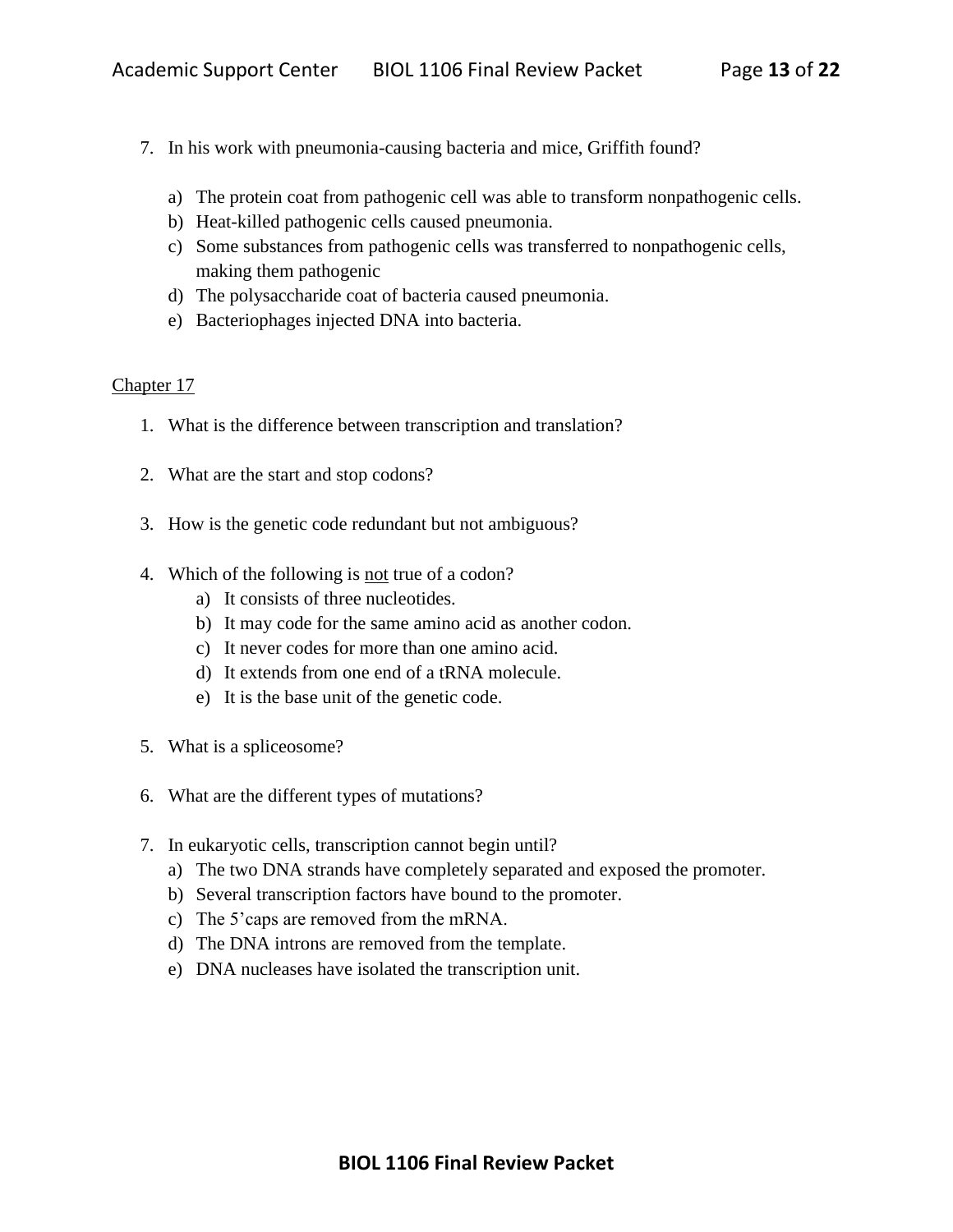7. In his work with pneumonia-causing bacteria and mice, Griffith found?

   a) The protein coat from pathogenic cell was able to transform nonpathogenic cells.
   b) Heat-killed pathogenic cells caused pneumonia.
   c) Some substances from pathogenic cells was transferred to nonpathogenic cells, making them pathogenic
   d) The polysaccharide coat of bacteria caused pneumonia.
   e) Bacteriophages injected DNA into bacteria.

<u>Chapter 17</u>

1. What is the difference between transcription and translation?

2. What are the start and stop codons?

3. How is the genetic code redundant but not ambiguous?

4. Which of the following is <u>not</u> true of a codon?
   a) It consists of three nucleotides.
   b) It may code for the same amino acid as another codon.
   c) It never codes for more than one amino acid.
   d) It extends from one end of a tRNA molecule.
   e) It is the base unit of the genetic code.

5. What is a spliceosome?

6. What are the different types of mutations?

7. In eukaryotic cells, transcription cannot begin until?
   a) The two DNA strands have completely separated and exposed the promoter.
   b) Several transcription factors have bound to the promoter.
   c) The 5'caps are removed from the mRNA.
   d) The DNA introns are removed from the template.
   e) DNA nucleases have isolated the transcription unit.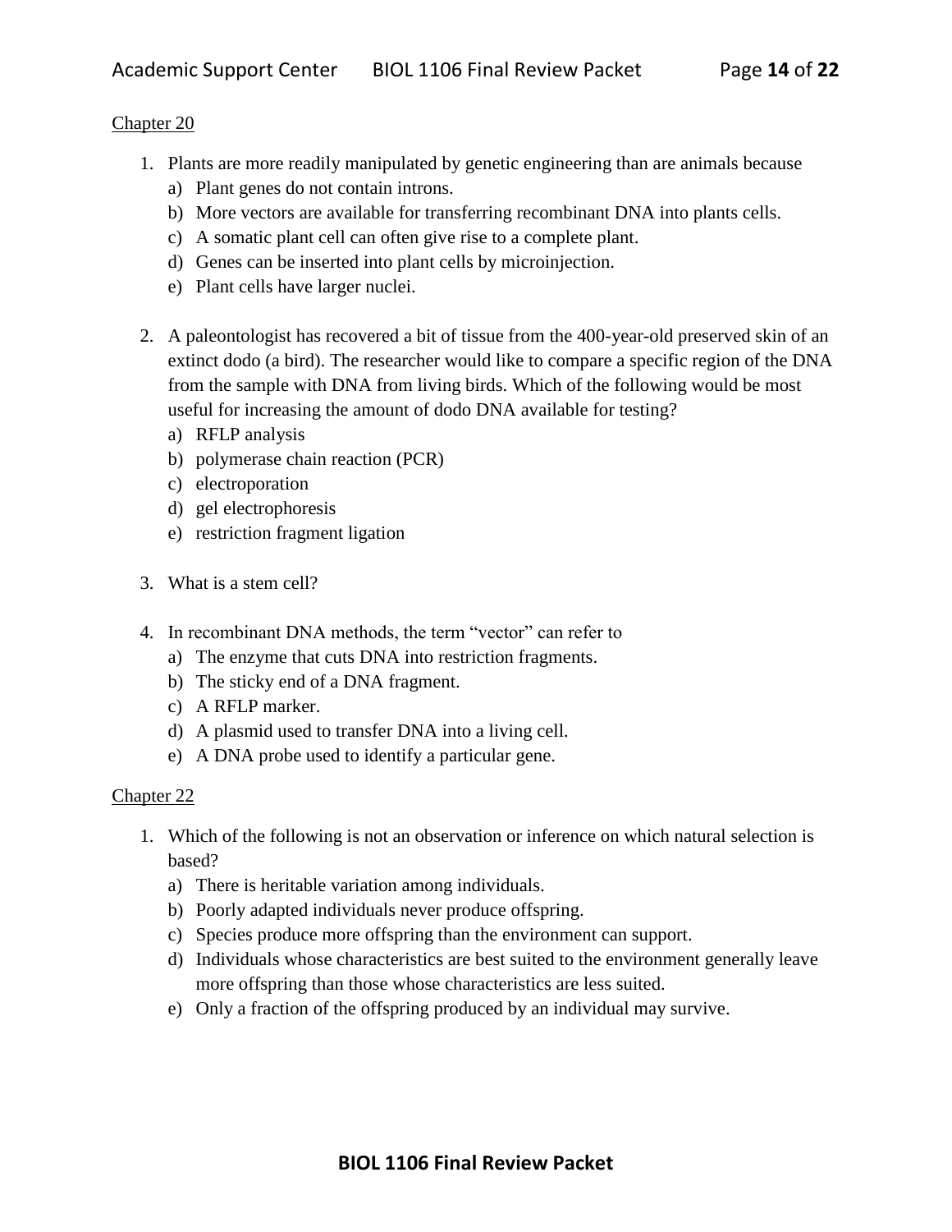Chapter 20

1. Plants are more readily manipulated by genetic engineering than are animals because
   a) Plant genes do not contain introns.
   b) More vectors are available for transferring recombinant DNA into plants cells.
   c) A somatic plant cell can often give rise to a complete plant.
   d) Genes can be inserted into plant cells by microinjection.
   e) Plant cells have larger nuclei.

2. A paleontologist has recovered a bit of tissue from the 400-year-old preserved skin of an extinct dodo (a bird). The researcher would like to compare a specific region of the DNA from the sample with DNA from living birds. Which of the following would be most useful for increasing the amount of dodo DNA available for testing?
   a) RFLP analysis
   b) polymerase chain reaction (PCR)
   c) electroporation
   d) gel electrophoresis
   e) restriction fragment ligation

3. What is a stem cell?

4. In recombinant DNA methods, the term "vector" can refer to
   a) The enzyme that cuts DNA into restriction fragments.
   b) The sticky end of a DNA fragment.
   c) A RFLP marker.
   d) A plasmid used to transfer DNA into a living cell.
   e) A DNA probe used to identify a particular gene.

Chapter 22

1. Which of the following is not an observation or inference on which natural selection is based?
   a) There is heritable variation among individuals.
   b) Poorly adapted individuals never produce offspring.
   c) Species produce more offspring than the environment can support.
   d) Individuals whose characteristics are best suited to the environment generally leave more offspring than those whose characteristics are less suited.
   e) Only a fraction of the offspring produced by an individual may survive.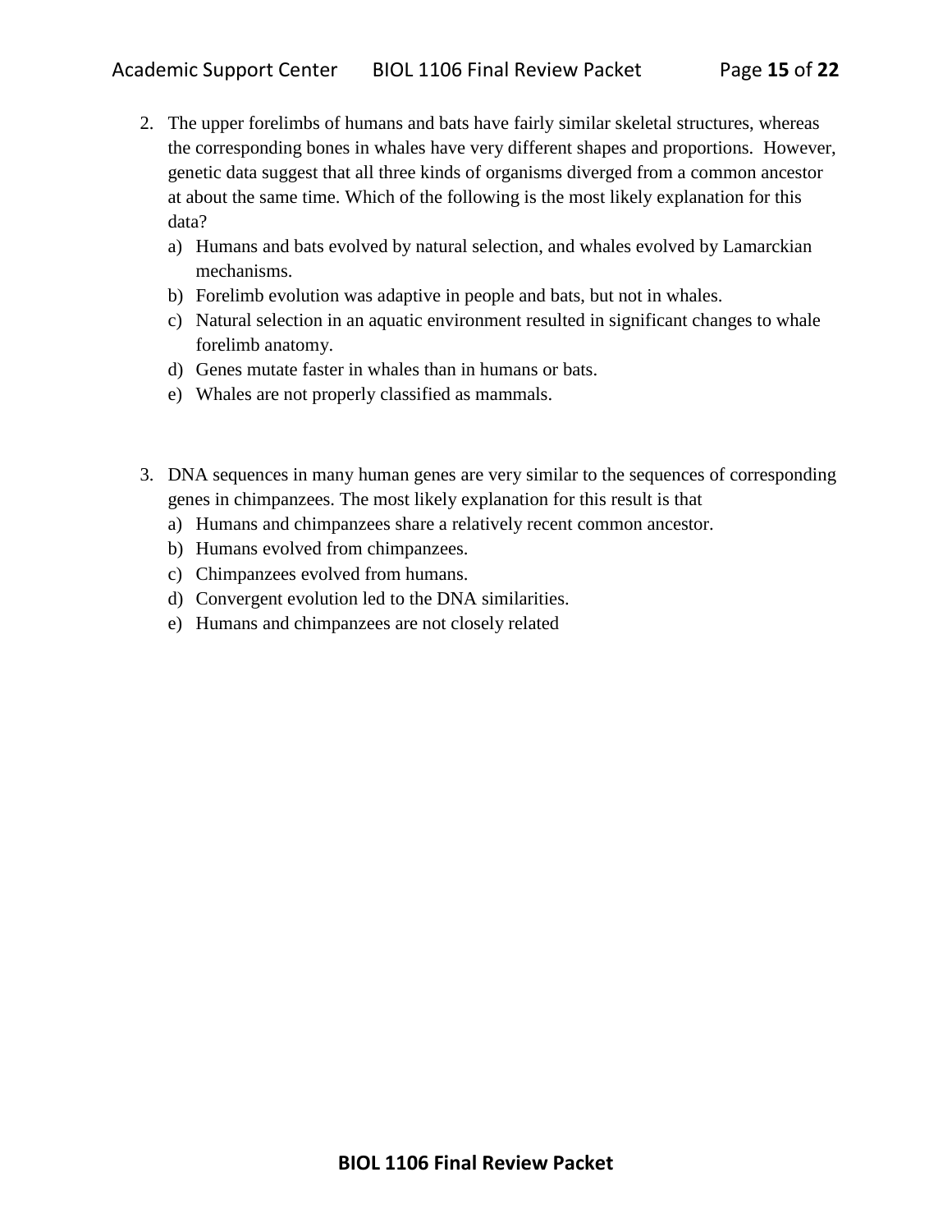2. The upper forelimbs of humans and bats have fairly similar skeletal structures, whereas the corresponding bones in whales have very different shapes and proportions. However, genetic data suggest that all three kinds of organisms diverged from a common ancestor at about the same time. Which of the following is the most likely explanation for this data?
   a) Humans and bats evolved by natural selection, and whales evolved by Lamarckian mechanisms.
   b) Forelimb evolution was adaptive in people and bats, but not in whales.
   c) Natural selection in an aquatic environment resulted in significant changes to whale forelimb anatomy.
   d) Genes mutate faster in whales than in humans or bats.
   e) Whales are not properly classified as mammals.

3. DNA sequences in many human genes are very similar to the sequences of corresponding genes in chimpanzees. The most likely explanation for this result is that
   a) Humans and chimpanzees share a relatively recent common ancestor.
   b) Humans evolved from chimpanzees.
   c) Chimpanzees evolved from humans.
   d) Convergent evolution led to the DNA similarities.
   e) Humans and chimpanzees are not closely related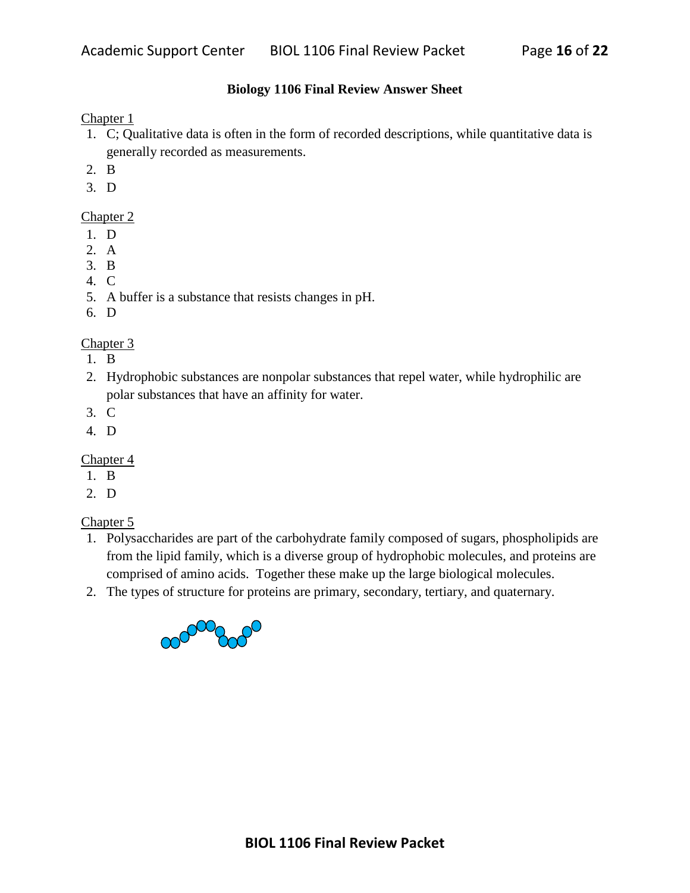**Biology 1106 Final Review Answer Sheet**

Chapter 1

1. C; Qualitative data is often in the form of recorded descriptions, while quantitative data is generally recorded as measurements.
2. B
3. D

Chapter 2

1. D
2. A
3. B
4. C
5. A buffer is a substance that resists changes in pH.
6. D

Chapter 3

1. B
2. Hydrophobic substances are nonpolar substances that repel water, while hydrophilic are polar substances that have an affinity for water.
3. C
4. D

Chapter 4

1. B
2. D

Chapter 5

1. Polysaccharides are part of the carbohydrate family composed of sugars, phospholipids are from the lipid family, which is a diverse group of hydrophobic molecules, and proteins are comprised of amino acids. Together these make up the large biological molecules.
2. The types of structure for proteins are primary, secondary, tertiary, and quaternary.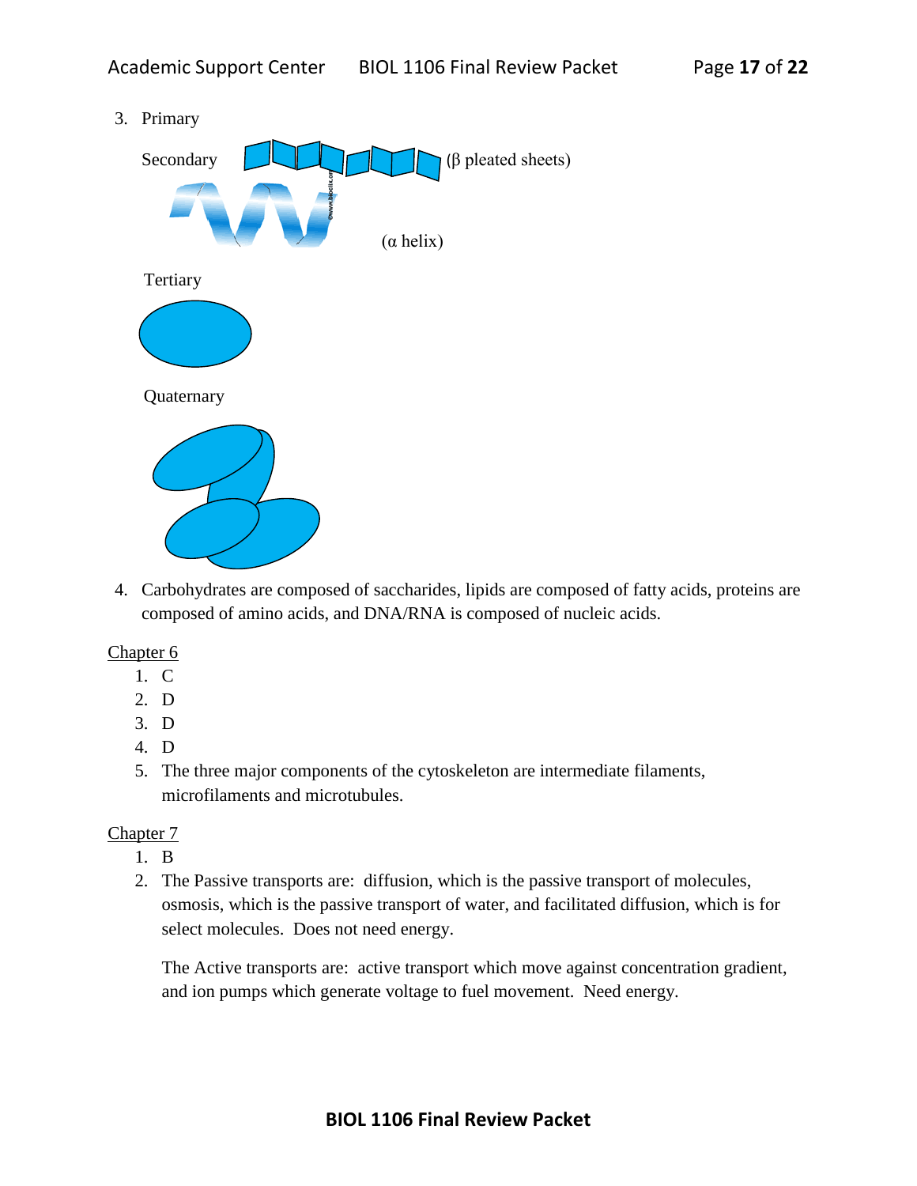3. Primary

   Secondary (β pleated sheets)

   (α helix)

   Tertiary

   Quaternary

4. Carbohydrates are composed of saccharides, lipids are composed of fatty acids, proteins are composed of amino acids, and DNA/RNA is composed of nucleic acids.

Chapter 6

1. C
2. D
3. D
4. D
5. The three major components of the cytoskeleton are intermediate filaments, microfilaments and microtubules.

Chapter 7

1. B
2. The Passive transports are: diffusion, which is the passive transport of molecules, osmosis, which is the passive transport of water, and facilitated diffusion, which is for select molecules. Does not need energy.

   The Active transports are: active transport which move against concentration gradient, and ion pumps which generate voltage to fuel movement. Need energy.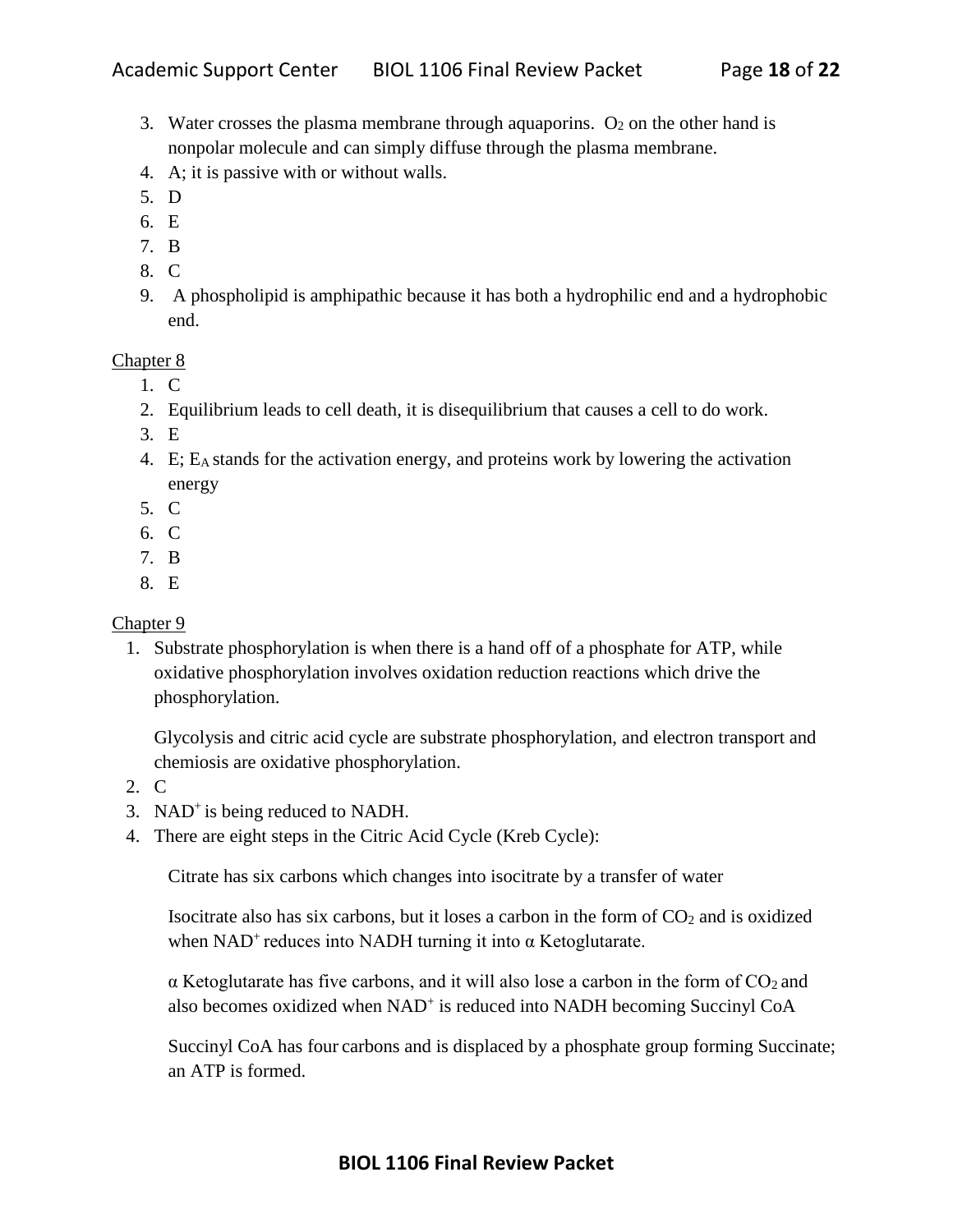3. Water crosses the plasma membrane through aquaporins. $O_2$ on the other hand is nonpolar molecule and can simply diffuse through the plasma membrane.
4. A; it is passive with or without walls.
5. D
6. E
7. B
8. C
9. A phospholipid is amphipathic because it has both a hydrophilic end and a hydrophobic end.

Chapter 8

1. C
2. Equilibrium leads to cell death, it is disequilibrium that causes a cell to do work.
3. E
4. E; $E_A$ stands for the activation energy, and proteins work by lowering the activation energy
5. C
6. C
7. B
8. E

Chapter 9

1. Substrate phosphorylation is when there is a hand off of a phosphate for ATP, while oxidative phosphorylation involves oxidation reduction reactions which drive the phosphorylation.

   Glycolysis and citric acid cycle are substrate phosphorylation, and electron transport and chemiosis are oxidative phosphorylation.
2. C
3. $NAD^+$ is being reduced to NADH.
4. There are eight steps in the Citric Acid Cycle (Kreb Cycle):

   Citrate has six carbons which changes into isocitrate by a transfer of water

   Isocitrate also has six carbons, but it loses a carbon in the form of $CO_2$ and is oxidized when $NAD^+$ reduces into NADH turning it into α Ketoglutarate.

   α Ketoglutarate has five carbons, and it will also lose a carbon in the form of $CO_2$ and also becomes oxidized when $NAD^+$ is reduced into NADH becoming Succinyl CoA

   Succinyl CoA has four carbons and is displaced by a phosphate group forming Succinate; an ATP is formed.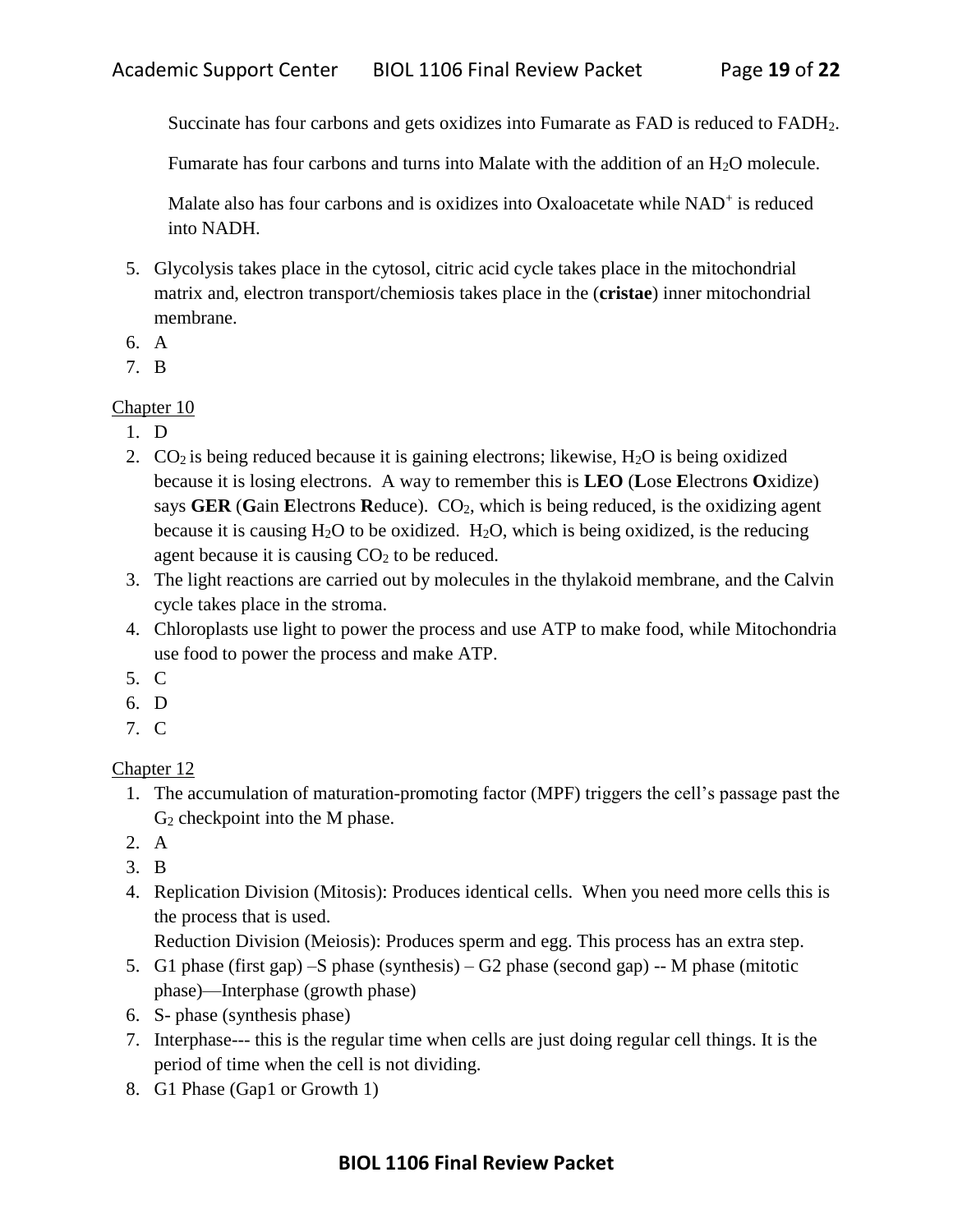Succinate has four carbons and gets oxidizes into Fumarate as FAD is reduced to $FADH_2$.

Fumarate has four carbons and turns into Malate with the addition of an $H_2O$ molecule.

Malate also has four carbons and is oxidizes into Oxaloacetate while $NAD^+$ is reduced into NADH.

5. Glycolysis takes place in the cytosol, citric acid cycle takes place in the mitochondrial matrix and, electron transport/chemiosis takes place in the (**cristae**) inner mitochondrial membrane.
6. A
7. B

Chapter 10

1. D
2. $CO_2$ is being reduced because it is gaining electrons; likewise, $H_2O$ is being oxidized because it is losing electrons. A way to remember this is **LEO** (**L**ose **E**lectrons **O**xidize) says **GER** (**G**ain **E**lectrons **R**educe). $CO_2$, which is being reduced, is the oxidizing agent because it is causing $H_2O$ to be oxidized. $H_2O$, which is being oxidized, is the reducing agent because it is causing $CO_2$ to be reduced.
3. The light reactions are carried out by molecules in the thylakoid membrane, and the Calvin cycle takes place in the stroma.
4. Chloroplasts use light to power the process and use ATP to make food, while Mitochondria use food to power the process and make ATP.
5. C
6. D
7. C

Chapter 12

1. The accumulation of maturation-promoting factor (MPF) triggers the cell's passage past the $G_2$ checkpoint into the M phase.
2. A
3. B
4. Replication Division (Mitosis): Produces identical cells. When you need more cells this is the process that is used.
   Reduction Division (Meiosis): Produces sperm and egg. This process has an extra step.
5. G1 phase (first gap) –S phase (synthesis) – G2 phase (second gap) -- M phase (mitotic phase)—Interphase (growth phase)
6. S- phase (synthesis phase)
7. Interphase--- this is the regular time when cells are just doing regular cell things. It is the period of time when the cell is not dividing.
8. G1 Phase (Gap1 or Growth 1)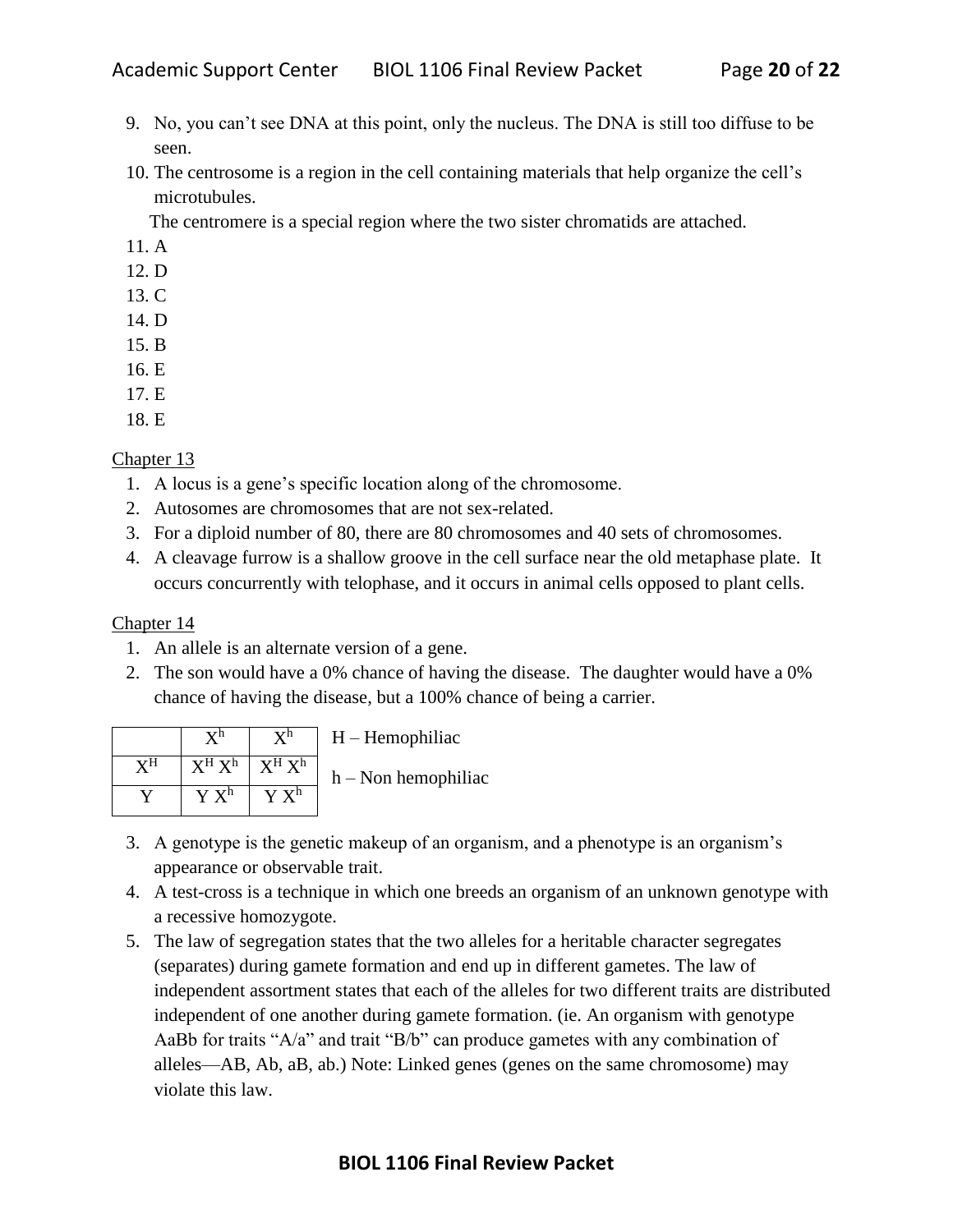9. No, you can't see DNA at this point, only the nucleus. The DNA is still too diffuse to be seen.
10. The centrosome is a region in the cell containing materials that help organize the cell's microtubules.

    The centromere is a special region where the two sister chromatids are attached.
11. A
12. D
13. C
14. D
15. B
16. E
17. E
18. E

Chapter 13

1. A locus is a gene's specific location along of the chromosome.
2. Autosomes are chromosomes that are not sex-related.
3. For a diploid number of 80, there are 80 chromosomes and 40 sets of chromosomes.
4. A cleavage furrow is a shallow groove in the cell surface near the old metaphase plate. It occurs concurrently with telophase, and it occurs in animal cells opposed to plant cells.

Chapter 14

1. An allele is an alternate version of a gene.
2. The son would have a 0% chance of having the disease. The daughter would have a 0% chance of having the disease, but a 100% chance of being a carrier.

| | $X^h$ | $X^h$ |
|---|---|---|
| $X^H$ | $X^H X^h$ | $X^H X^h$ |
| Y | $Y X^h$ | $Y X^h$ |

H – Hemophiliac

h – Non hemophiliac

3. A genotype is the genetic makeup of an organism, and a phenotype is an organism's appearance or observable trait.
4. A test-cross is a technique in which one breeds an organism of an unknown genotype with a recessive homozygote.
5. The law of segregation states that the two alleles for a heritable character segregates (separates) during gamete formation and end up in different gametes. The law of independent assortment states that each of the alleles for two different traits are distributed independent of one another during gamete formation. (ie. An organism with genotype AaBb for traits "A/a" and trait "B/b" can produce gametes with any combination of alleles—AB, Ab, aB, ab.) Note: Linked genes (genes on the same chromosome) may violate this law.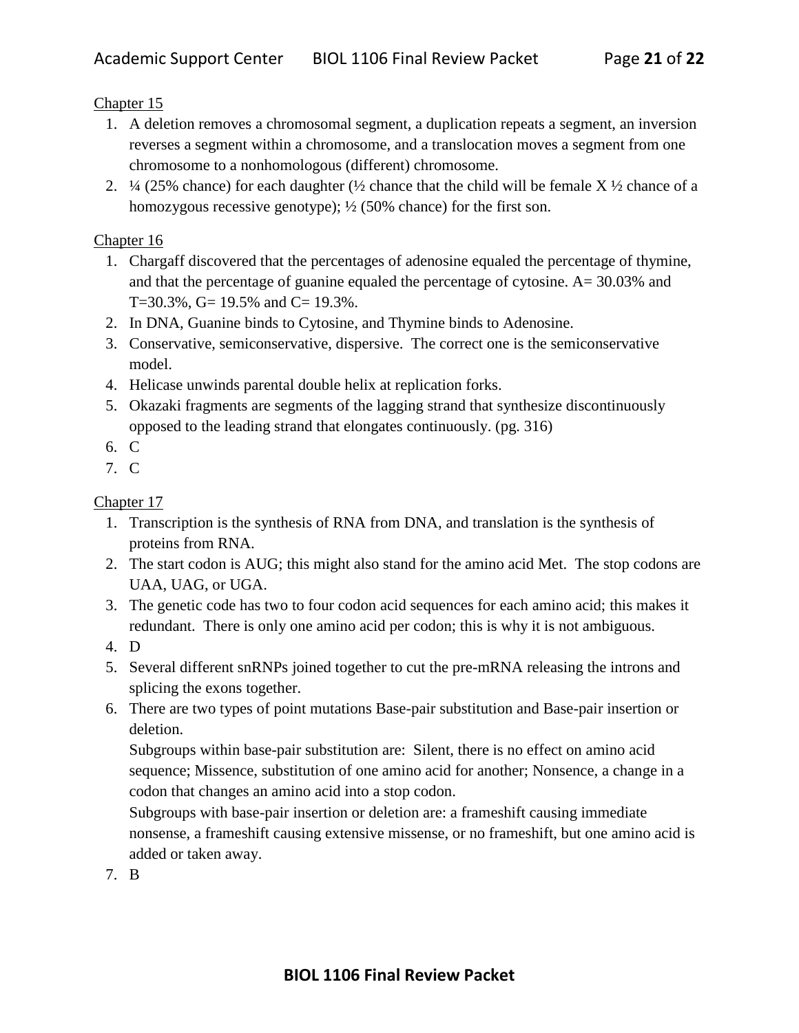Chapter 15

1. A deletion removes a chromosomal segment, a duplication repeats a segment, an inversion reverses a segment within a chromosome, and a translocation moves a segment from one chromosome to a nonhomologous (different) chromosome.
2. ¼ (25% chance) for each daughter (½ chance that the child will be female X ½ chance of a homozygous recessive genotype); ½ (50% chance) for the first son.

Chapter 16

1. Chargaff discovered that the percentages of adenosine equaled the percentage of thymine, and that the percentage of guanine equaled the percentage of cytosine. A= 30.03% and T=30.3%, G= 19.5% and C= 19.3%.
2. In DNA, Guanine binds to Cytosine, and Thymine binds to Adenosine.
3. Conservative, semiconservative, dispersive. The correct one is the semiconservative model.
4. Helicase unwinds parental double helix at replication forks.
5. Okazaki fragments are segments of the lagging strand that synthesize discontinuously opposed to the leading strand that elongates continuously. (pg. 316)
6. C
7. C

Chapter 17

1. Transcription is the synthesis of RNA from DNA, and translation is the synthesis of proteins from RNA.
2. The start codon is AUG; this might also stand for the amino acid Met. The stop codons are UAA, UAG, or UGA.
3. The genetic code has two to four codon acid sequences for each amino acid; this makes it redundant. There is only one amino acid per codon; this is why it is not ambiguous.
4. D
5. Several different snRNPs joined together to cut the pre-mRNA releasing the introns and splicing the exons together.
6. There are two types of point mutations Base-pair substitution and Base-pair insertion or deletion.
   Subgroups within base-pair substitution are: Silent, there is no effect on amino acid sequence; Missence, substitution of one amino acid for another; Nonsence, a change in a codon that changes an amino acid into a stop codon.
   Subgroups with base-pair insertion or deletion are: a frameshift causing immediate nonsense, a frameshift causing extensive missense, or no frameshift, but one amino acid is added or taken away.
7. B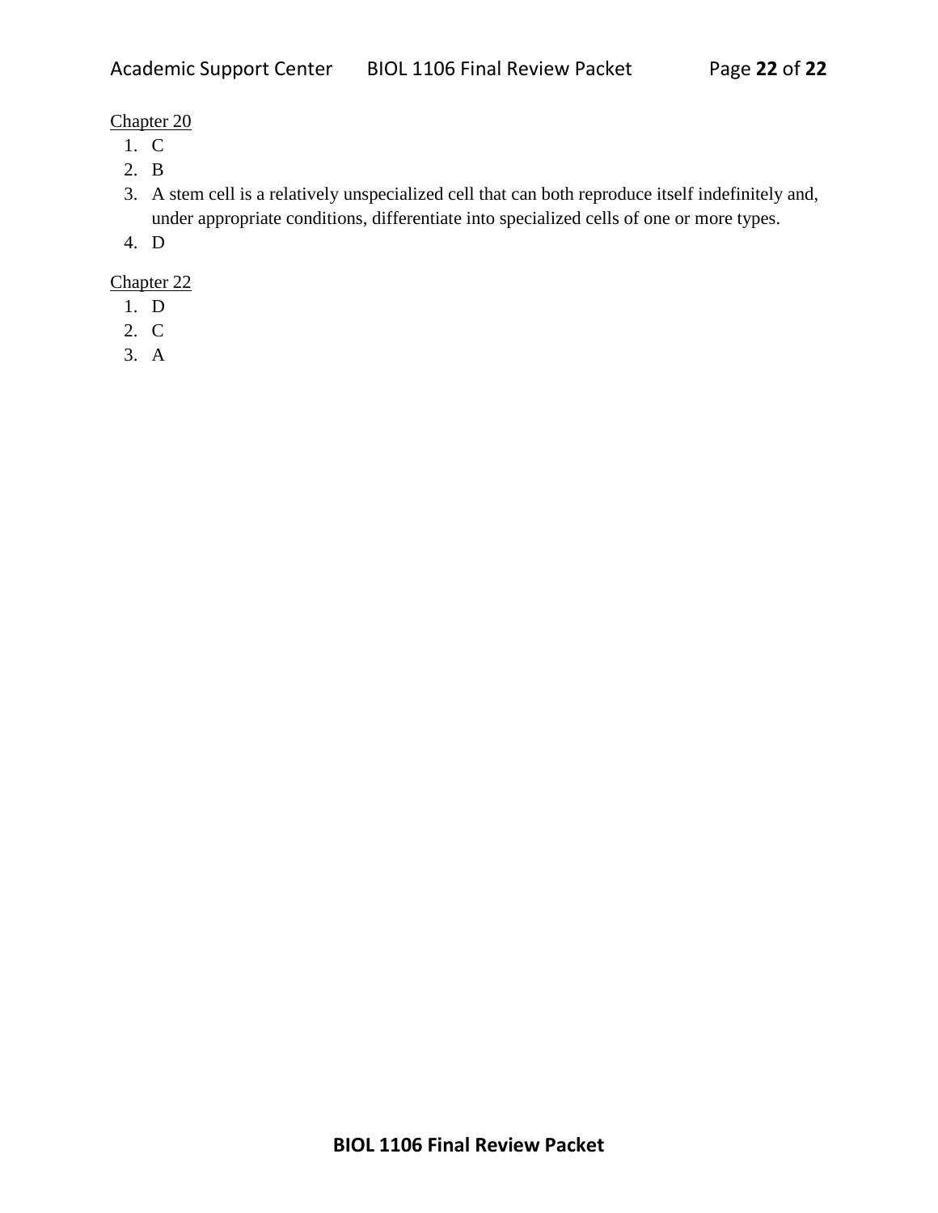Chapter 20

1. C
2. B
3. A stem cell is a relatively unspecialized cell that can both reproduce itself indefinitely and, under appropriate conditions, differentiate into specialized cells of one or more types.
4. D

Chapter 22

1. D
2. C
3. A